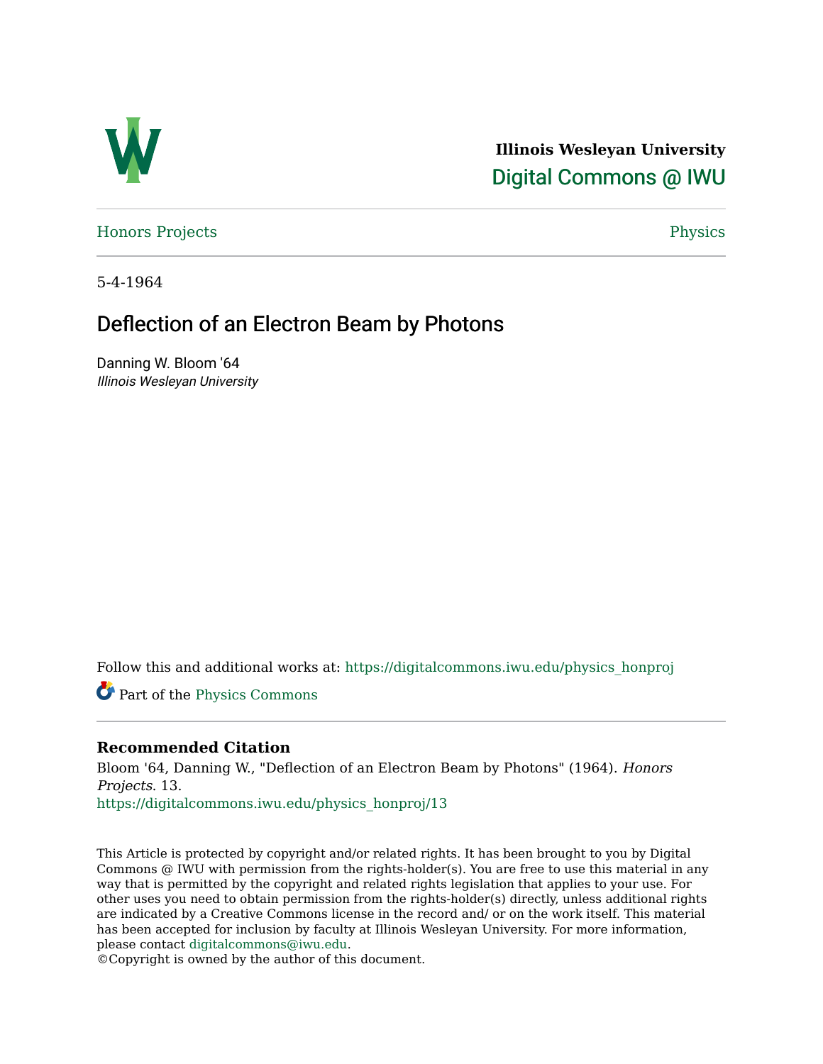**Illinois Wesleyan University**

Digital Commons @ IWU

Honors Projects

Physics

5-4-1964

# Deflection of an Electron Beam by Photons

Danning W. Bloom '64

*Illinois Wesleyan University*

Follow this and additional works at: https://digitalcommons.iwu.edu/physics_honproj

Part of the Physics Commons

### Recommended Citation

Bloom '64, Danning W., "Deflection of an Electron Beam by Photons" (1964). *Honors Projects*. 13.
https://digitalcommons.iwu.edu/physics_honproj/13

This Article is protected by copyright and/or related rights. It has been brought to you by Digital Commons @ IWU with permission from the rights-holder(s). You are free to use this material in any way that is permitted by the copyright and related rights legislation that applies to your use. For other uses you need to obtain permission from the rights-holder(s) directly, unless additional rights are indicated by a Creative Commons license in the record and/ or on the work itself. This material has been accepted for inclusion by faculty at Illinois Wesleyan University. For more information, please contact digitalcommons@iwu.edu.
©Copyright is owned by the author of this document.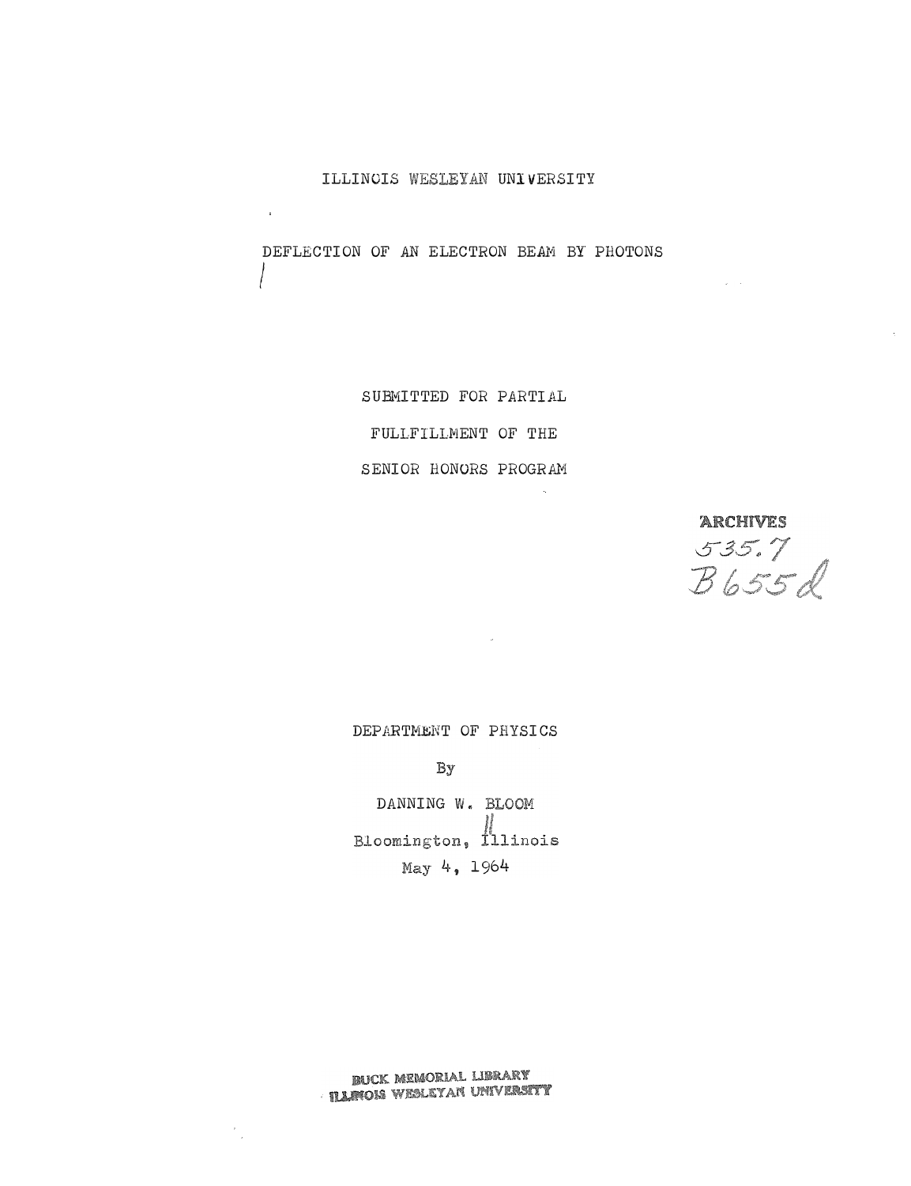ILLINOIS WESLEYAN UNIVERSITY

# DEFLECTION OF AN ELECTRON BEAM BY PHOTONS

SUBMITTED FOR PARTIAL

FULLFILLMENT OF THE

SENIOR HONORS PROGRAM

ARCHIVES
535.7
B655d

DEPARTMENT OF PHYSICS

By

DANNING W. BLOOM

Bloomington, Illinois

May 4, 1964

BUCK MEMORIAL LIBRARY
ILLINOIS WESLEYAN UNIVERSITY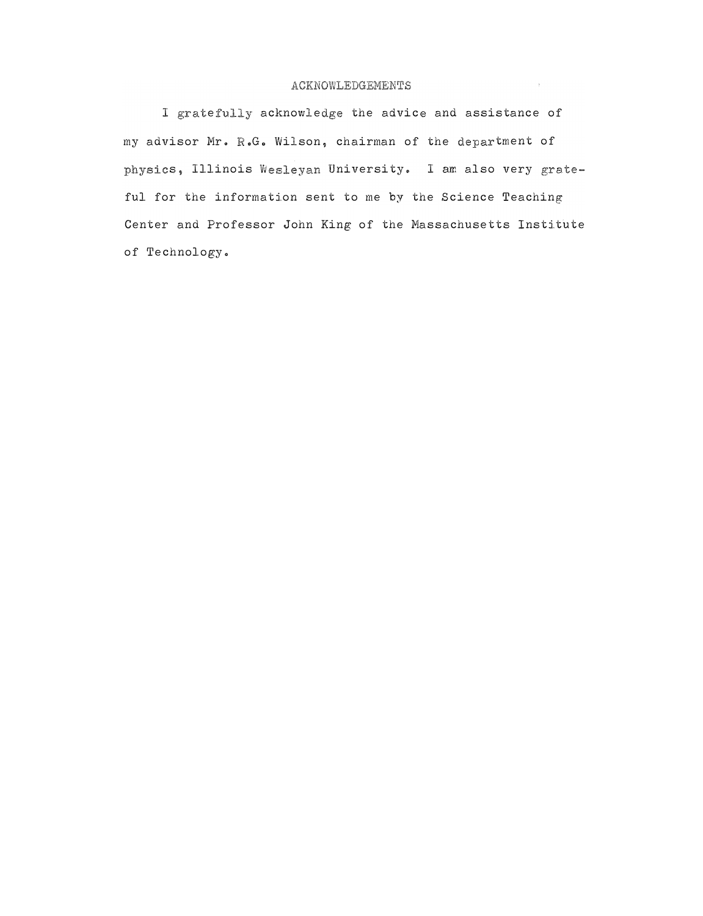# ACKNOWLEDGEMENTS

I gratefully acknowledge the advice and assistance of my advisor Mr. R.G. Wilson, chairman of the department of physics, Illinois Wesleyan University. I am also very grateful for the information sent to me by the Science Teaching Center and Professor John King of the Massachusetts Institute of Technology.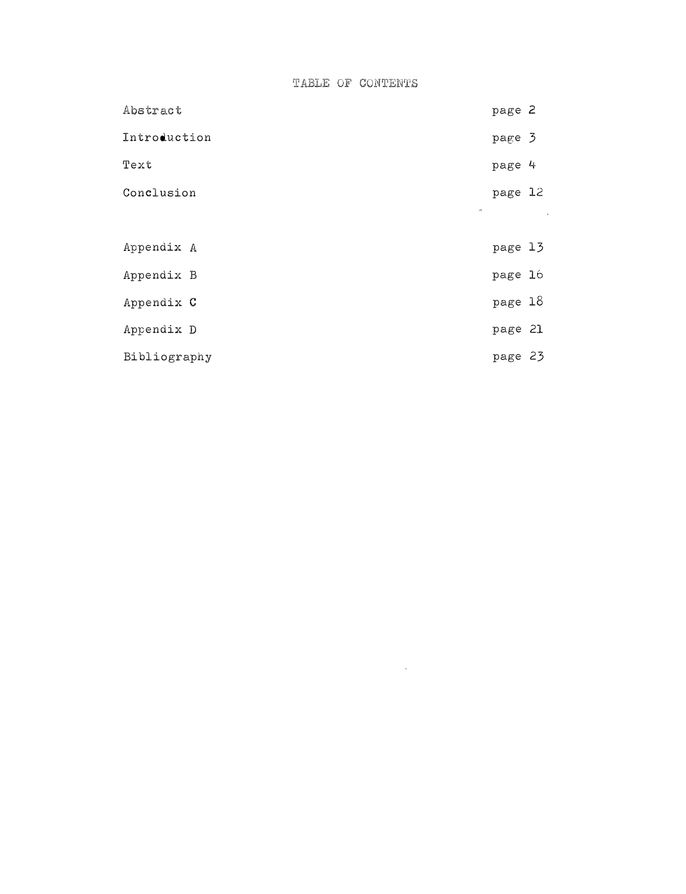# TABLE OF CONTENTS

| | |
|---|---|
| Abstract | page 2 |
| Introduction | page 3 |
| Text | page 4 |
| Conclusion | page 12 |
| | |
| Appendix A | page 13 |
| Appendix B | page 16 |
| Appendix C | page 18 |
| Appendix D | page 21 |
| Bibliography | page 23 |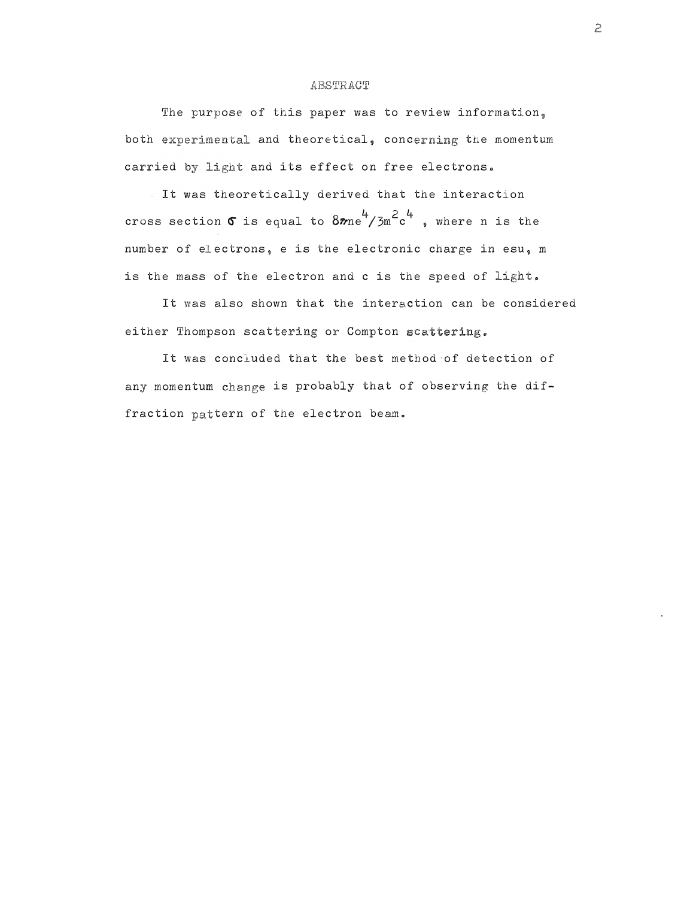# ABSTRACT

The purpose of this paper was to review information, both experimental and theoretical, concerning the momentum carried by light and its effect on free electrons.

It was theoretically derived that the interaction cross section $\sigma$ is equal to $8\pi ne^4/3m^2c^4$ , where n is the number of electrons, e is the electronic charge in esu, m is the mass of the electron and c is the speed of light.

It was also shown that the interaction can be considered either Thompson scattering or Compton scattering.

It was concluded that the best method of detection of any momentum change is probably that of observing the diffraction pattern of the electron beam.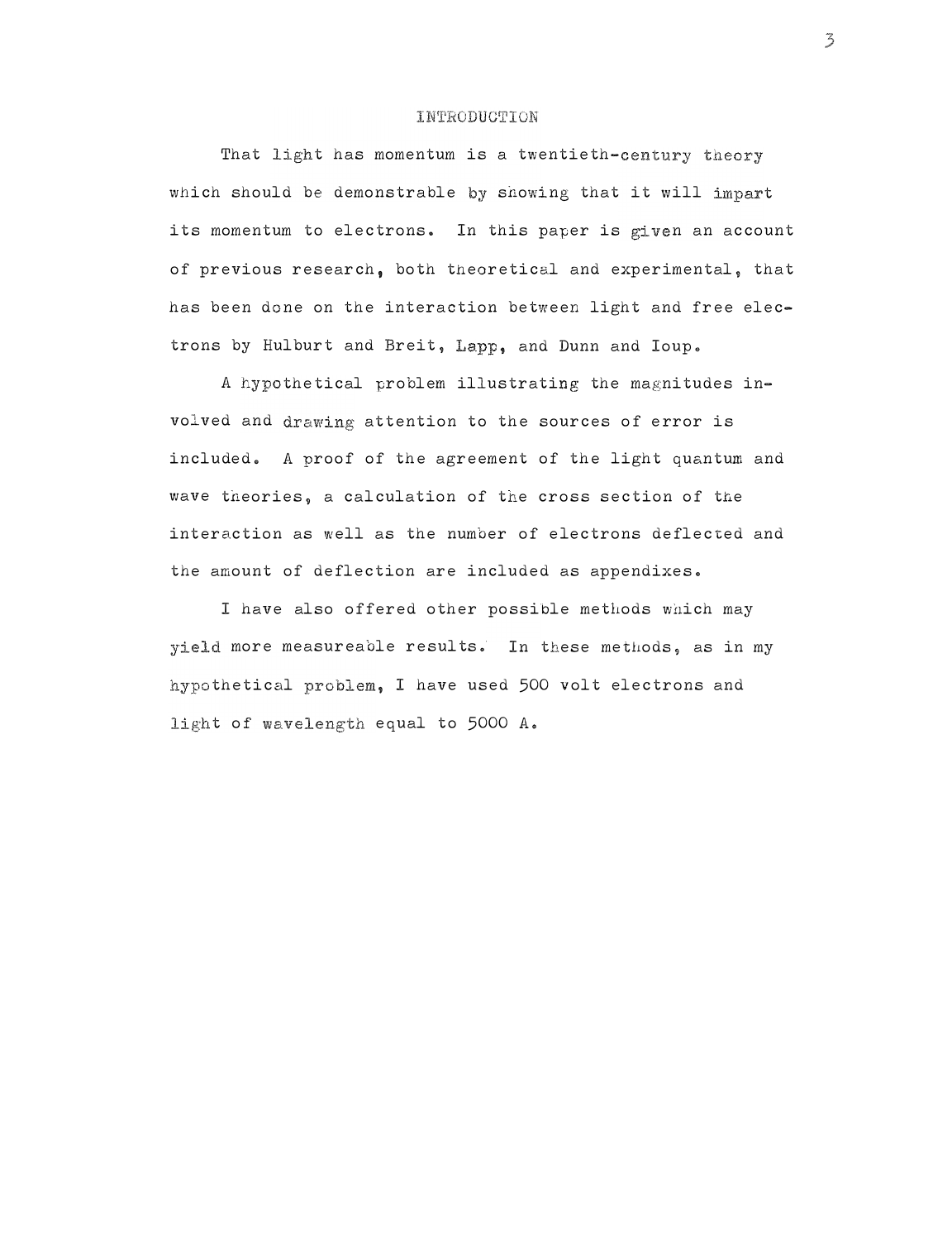# INTRODUCTION

That light has momentum is a twentieth-century theory which should be demonstrable by showing that it will impart its momentum to electrons. In this paper is given an account of previous research, both theoretical and experimental, that has been done on the interaction between light and free electrons by Hulburt and Breit, Lapp, and Dunn and Ioup.

A hypothetical problem illustrating the magnitudes involved and drawing attention to the sources of error is included. A proof of the agreement of the light quantum and wave theories, a calculation of the cross section of the interaction as well as the number of electrons deflected and the amount of deflection are included as appendixes.

I have also offered other possible methods which may yield more measureable results. In these methods, as in my hypothetical problem, I have used 500 volt electrons and light of wavelength equal to 5000 A.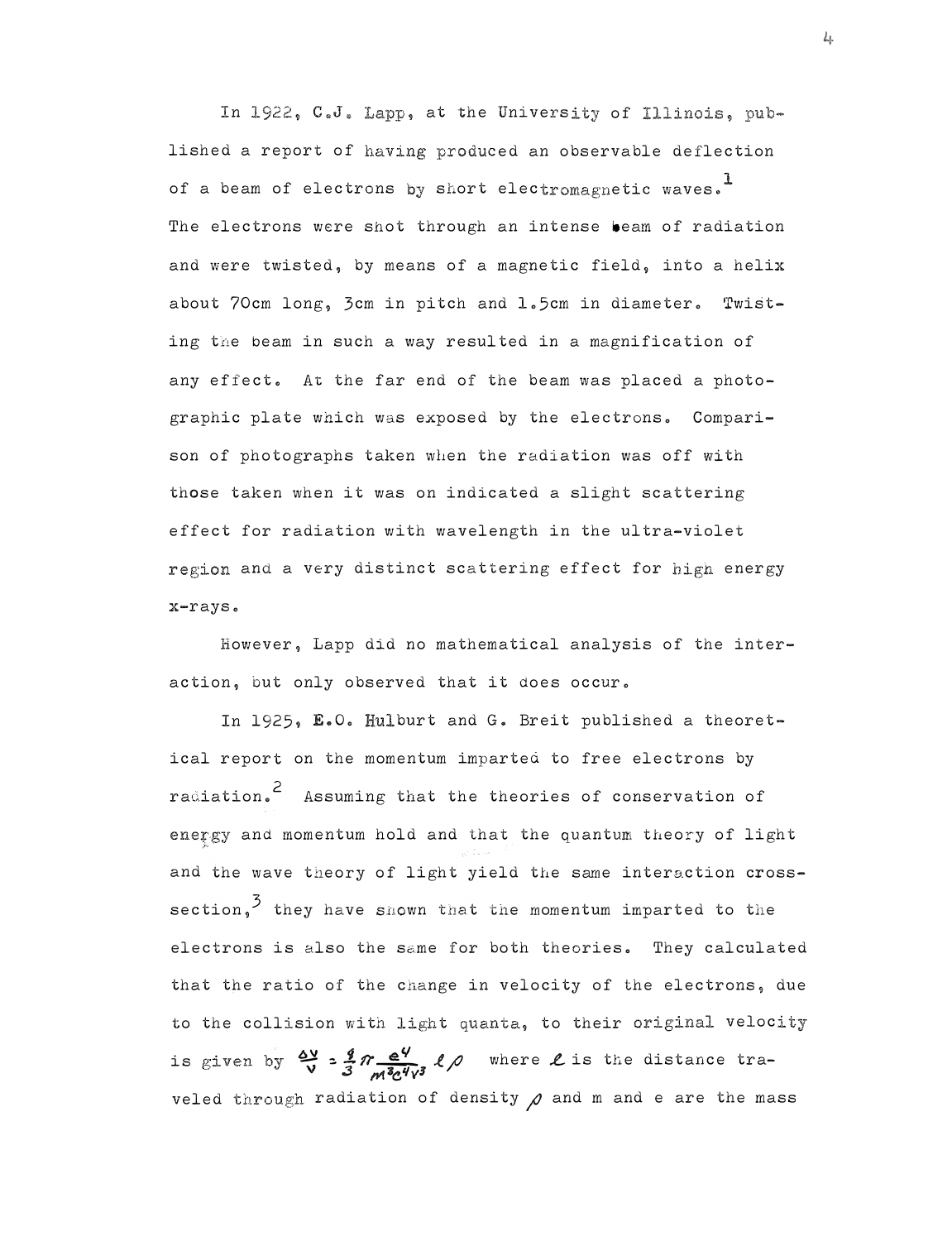In 1922, C.J. Lapp, at the University of Illinois, published a report of having produced an observable deflection of a beam of electrons by short electromagnetic waves.[1] The electrons were shot through an intense beam of radiation and were twisted, by means of a magnetic field, into a helix about 70cm long, 3cm in pitch and 1.5cm in diameter. Twisting the beam in such a way resulted in a magnification of any effect. At the far end of the beam was placed a photographic plate which was exposed by the electrons. Comparison of photographs taken when the radiation was off with those taken when it was on indicated a slight scattering effect for radiation with wavelength in the ultra-violet region and a very distinct scattering effect for high energy x-rays.

However, Lapp did no mathematical analysis of the interaction, but only observed that it does occur.

In 1925, E.O. Hulburt and G. Breit published a theoretical report on the momentum imparted to free electrons by radiation.[2] Assuming that the theories of conservation of energy and momentum hold and that the quantum theory of light and the wave theory of light yield the same interaction cross-section,[3] they have shown that the momentum imparted to the electrons is also the same for both theories. They calculated that the ratio of the change in velocity of the electrons, due to the collision with light quanta, to their original velocity is given by $\frac{\Delta v}{v} = \frac{8}{3}\pi \frac{e^4}{m^3 c^4 v^3} \ell \rho$ where $\ell$ is the distance traveled through radiation of density $\rho$ and m and e are the mass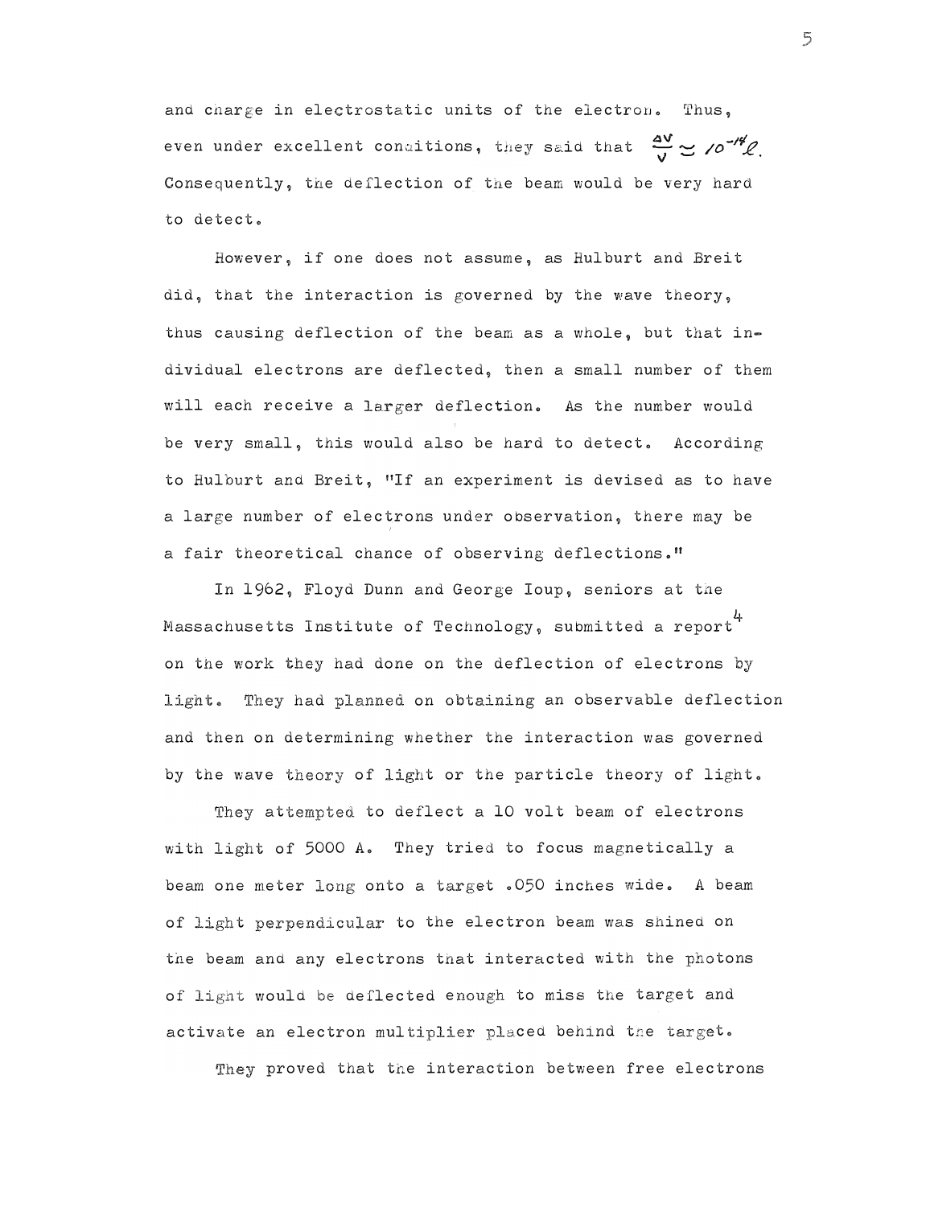and charge in electrostatic units of the electron. Thus, even under excellent conditions, they said that $\frac{\Delta v}{v} \simeq 10^{-14} \ell$. Consequently, the deflection of the beam would be very hard to detect.

However, if one does not assume, as Hulburt and Breit did, that the interaction is governed by the wave theory, thus causing deflection of the beam as a whole, but that individual electrons are deflected, then a small number of them will each receive a larger deflection. As the number would be very small, this would also be hard to detect. According to Hulburt and Breit, "If an experiment is devised as to have a large number of electrons under observation, there may be a fair theoretical chance of observing deflections."

In 1962, Floyd Dunn and George Ioup, seniors at the Massachusetts Institute of Technology, submitted a report[4] on the work they had done on the deflection of electrons by light. They had planned on obtaining an observable deflection and then on determining whether the interaction was governed by the wave theory of light or the particle theory of light.

They attempted to deflect a 10 volt beam of electrons with light of 5000 A. They tried to focus magnetically a beam one meter long onto a target .050 inches wide. A beam of light perpendicular to the electron beam was shined on the beam and any electrons that interacted with the photons of light would be deflected enough to miss the target and activate an electron multiplier placed behind the target.

They proved that the interaction between free electrons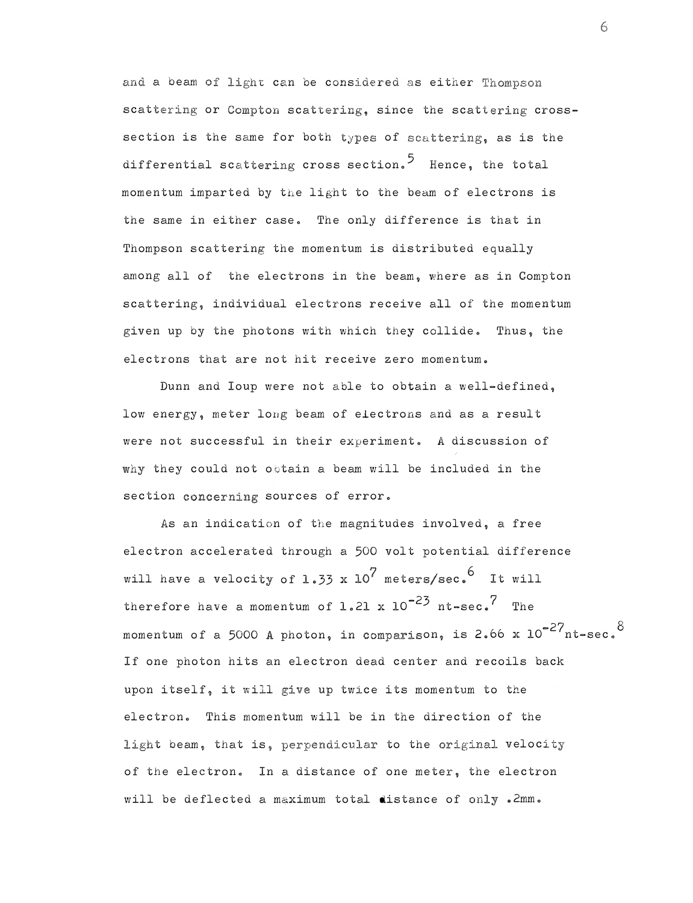and a beam of light can be considered as either Thompson scattering or Compton scattering, since the scattering cross-section is the same for both types of scattering, as is the differential scattering cross section.[5] Hence, the total momentum imparted by the light to the beam of electrons is the same in either case. The only difference is that in Thompson scattering the momentum is distributed equally among all of the electrons in the beam, where as in Compton scattering, individual electrons receive all of the momentum given up by the photons with which they collide. Thus, the electrons that are not hit receive zero momentum.

Dunn and Ioup were not able to obtain a well-defined, low energy, meter long beam of electrons and as a result were not successful in their experiment. A discussion of why they could not obtain a beam will be included in the section concerning sources of error.

As an indication of the magnitudes involved, a free electron accelerated through a 500 volt potential difference will have a velocity of $1.33 \times 10^7$ meters/sec.[6] It will therefore have a momentum of $1.21 \times 10^{-23}$ nt-sec.[7] The momentum of a 5000 A photon, in comparison, is $2.66 \times 10^{-27}$ nt-sec.[8] If one photon hits an electron dead center and recoils back upon itself, it will give up twice its momentum to the electron. This momentum will be in the direction of the light beam, that is, perpendicular to the original velocity of the electron. In a distance of one meter, the electron will be deflected a maximum total distance of only .2mm.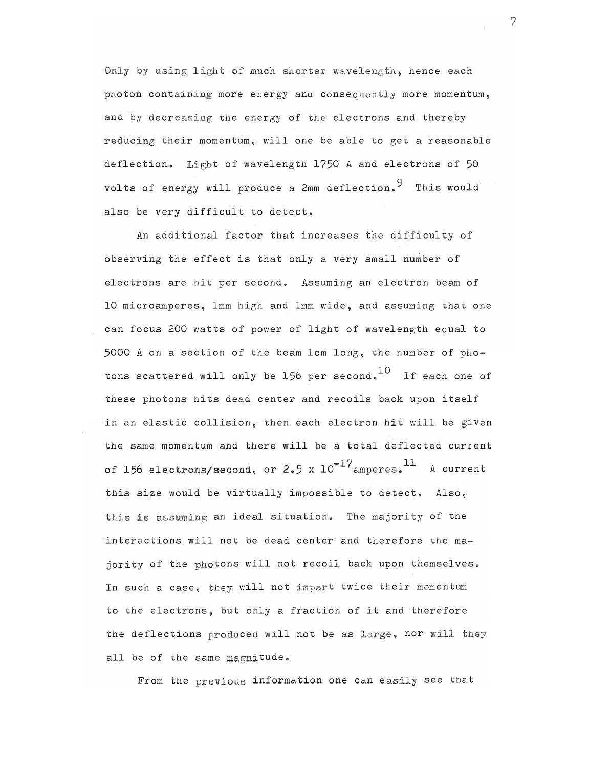Only by using light of much shorter wavelength, hence each photon containing more energy and consequently more momentum, and by decreasing the energy of the electrons and thereby reducing their momentum, will one be able to get a reasonable deflection. Light of wavelength 1750 A and electrons of 50 volts of energy will produce a 2mm deflection.[9] This would also be very difficult to detect.

An additional factor that increases the difficulty of observing the effect is that only a very small number of electrons are hit per second. Assuming an electron beam of 10 microamperes, 1mm high and 1mm wide, and assuming that one can focus 200 watts of power of light of wavelength equal to 5000 A on a section of the beam 1cm long, the number of photons scattered will only be 156 per second.[10] If each one of these photons hits dead center and recoils back upon itself in an elastic collision, then each electron hit will be given the same momentum and there will be a total deflected current of 156 electrons/second, or $2.5 \times 10^{-17}$ amperes.[11] A current this size would be virtually impossible to detect. Also, this is assuming an ideal situation. The majority of the interactions will not be dead center and therefore the majority of the photons will not recoil back upon themselves. In such a case, they will not impart twice their momentum to the electrons, but only a fraction of it and therefore the deflections produced will not be as large, nor will they all be of the same magnitude.

From the previous information one can easily see that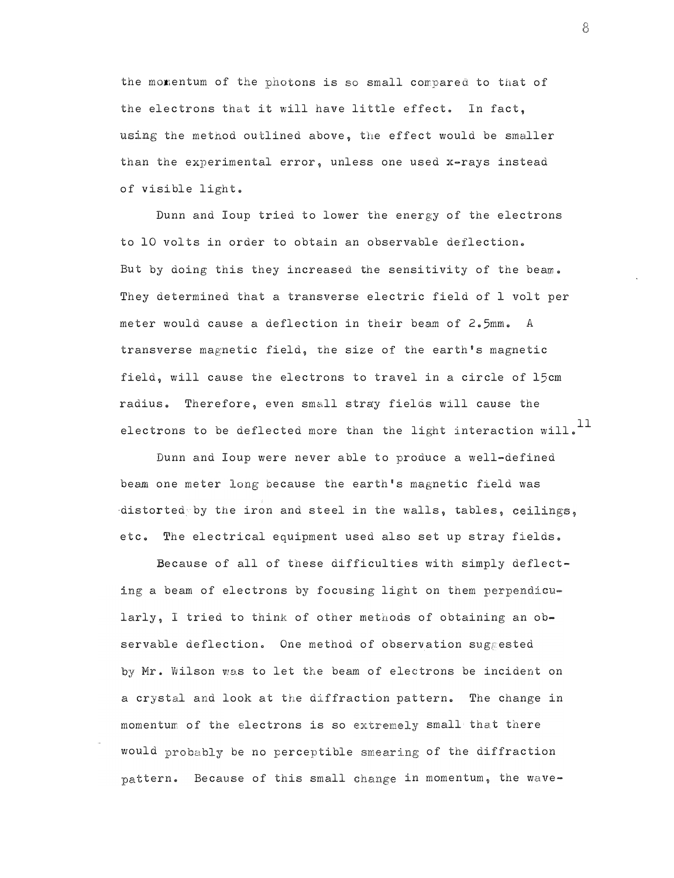the momentum of the photons is so small compared to that of the electrons that it will have little effect. In fact, using the method outlined above, the effect would be smaller than the experimental error, unless one used x-rays instead of visible light.

Dunn and Ioup tried to lower the energy of the electrons to 10 volts in order to obtain an observable deflection. But by doing this they increased the sensitivity of the beam. They determined that a transverse electric field of 1 volt per meter would cause a deflection in their beam of 2.5mm. A transverse magnetic field, the size of the earth's magnetic field, will cause the electrons to travel in a circle of 15cm radius. Therefore, even small stray fields will cause the electrons to be deflected more than the light interaction will.[11]

Dunn and Ioup were never able to produce a well-defined beam one meter long because the earth's magnetic field was distorted by the iron and steel in the walls, tables, ceilings, etc. The electrical equipment used also set up stray fields.

Because of all of these difficulties with simply deflecting a beam of electrons by focusing light on them perpendicularly, I tried to think of other methods of obtaining an observable deflection. One method of observation suggested by Mr. Wilson was to let the beam of electrons be incident on a crystal and look at the diffraction pattern. The change in momentum of the electrons is so extremely small that there would probably be no perceptible smearing of the diffraction pattern. Because of this small change in momentum, the wave-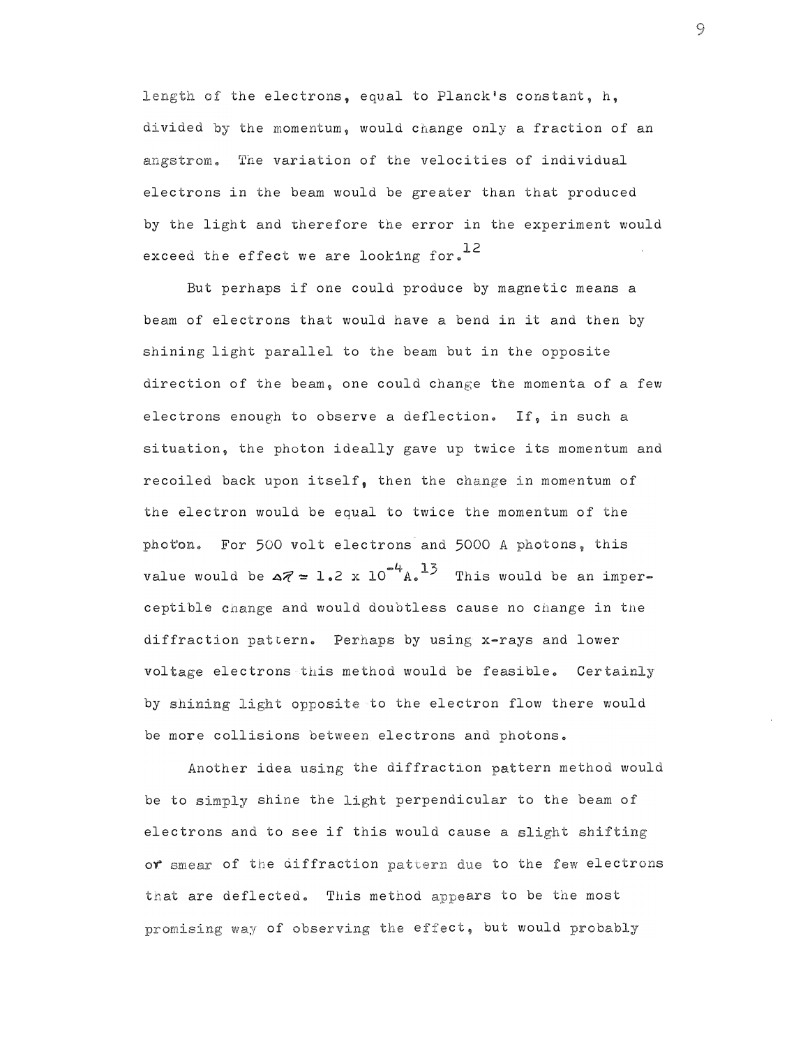length of the electrons, equal to Planck's constant, h, divided by the momentum, would change only a fraction of an angstrom. The variation of the velocities of individual electrons in the beam would be greater than that produced by the light and therefore the error in the experiment would exceed the effect we are looking for.[12]

But perhaps if one could produce by magnetic means a beam of electrons that would have a bend in it and then by shining light parallel to the beam but in the opposite direction of the beam, one could change the momenta of a few electrons enough to observe a deflection. If, in such a situation, the photon ideally gave up twice its momentum and recoiled back upon itself, then the change in momentum of the electron would be equal to twice the momentum of the photon. For 500 volt electrons and 5000 A photons, this value would be $\Delta\lambda \approx 1.2 \times 10^{-4}$ A.[13] This would be an imperceptible change and would doubtless cause no change in the diffraction pattern. Perhaps by using x-rays and lower voltage electrons this method would be feasible. Certainly by shining light opposite to the electron flow there would be more collisions between electrons and photons.

Another idea using the diffraction pattern method would be to simply shine the light perpendicular to the beam of electrons and to see if this would cause a slight shifting or smear of the diffraction pattern due to the few electrons that are deflected. This method appears to be the most promising way of observing the effect, but would probably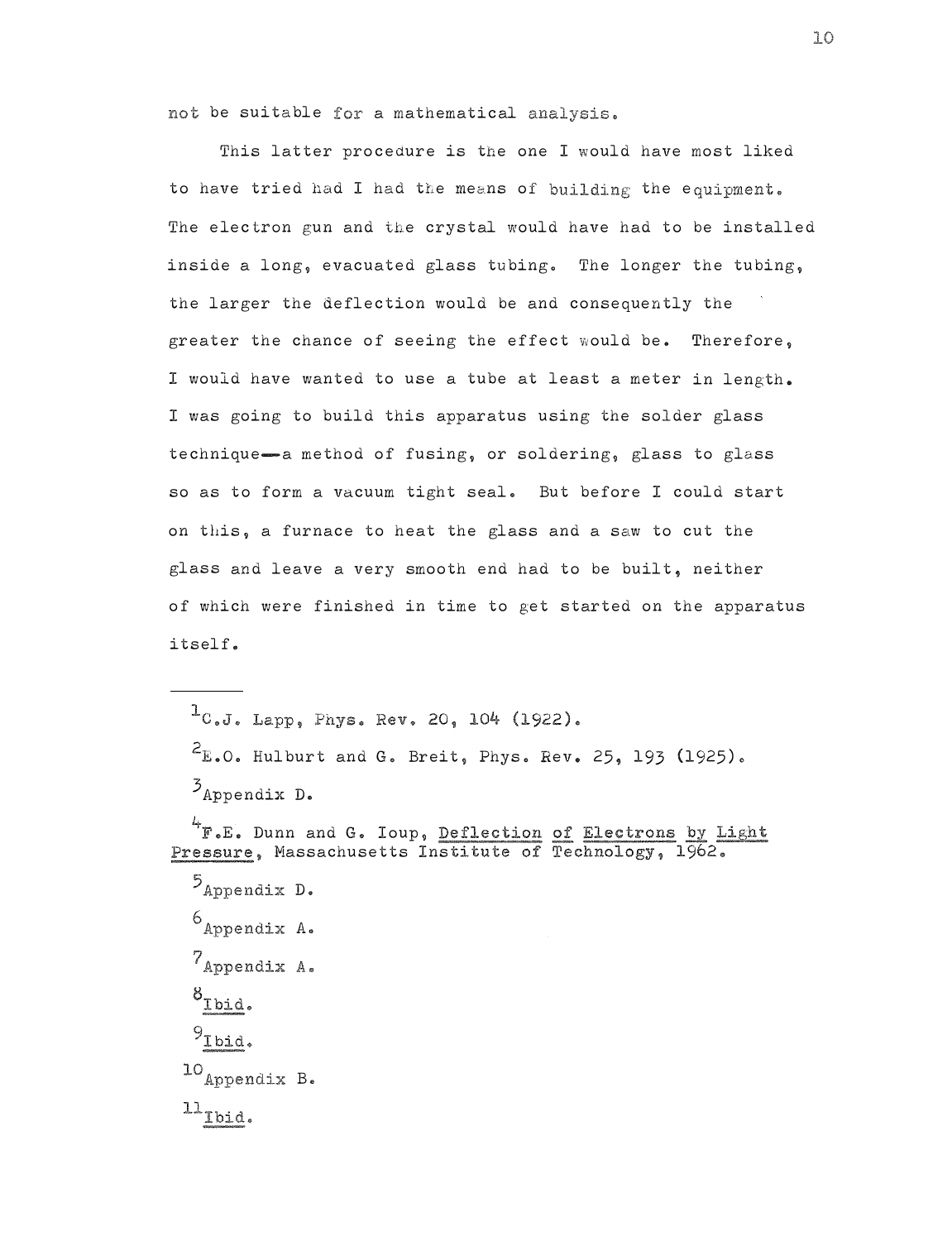not be suitable for a mathematical analysis.

This latter procedure is the one I would have most liked to have tried had I had the means of building the equipment. The electron gun and the crystal would have had to be installed inside a long, evacuated glass tubing. The longer the tubing, the larger the deflection would be and consequently the greater the chance of seeing the effect would be. Therefore, I would have wanted to use a tube at least a meter in length. I was going to build this apparatus using the solder glass technique—a method of fusing, or soldering, glass to glass so as to form a vacuum tight seal. But before I could start on this, a furnace to heat the glass and a saw to cut the glass and leave a very smooth end had to be built, neither of which were finished in time to get started on the apparatus itself.

---

[1] C.J. Lapp, Phys. Rev. 20, 104 (1922).

[2] E.O. Hulburt and G. Breit, Phys. Rev. 25, 193 (1925).

[3] Appendix D.

[4] F.E. Dunn and G. Ioup, Deflection of Electrons by Light Pressure, Massachusetts Institute of Technology, 1962.

[5] Appendix D.

[6] Appendix A.

[7] Appendix A.

[8] Ibid.

[9] Ibid.

[10] Appendix B.

[11] Ibid.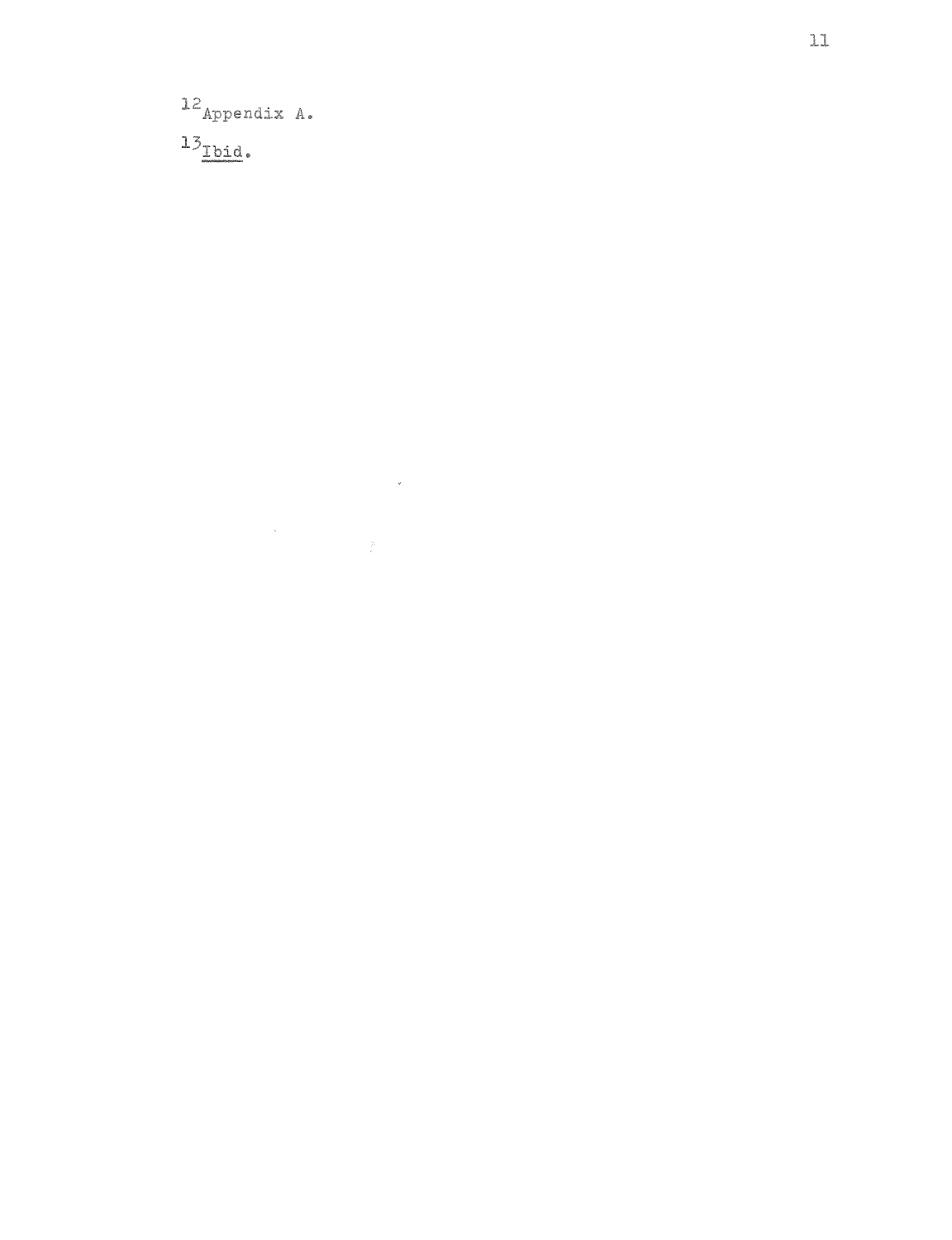[12] Appendix A.

[13] *Ibid.*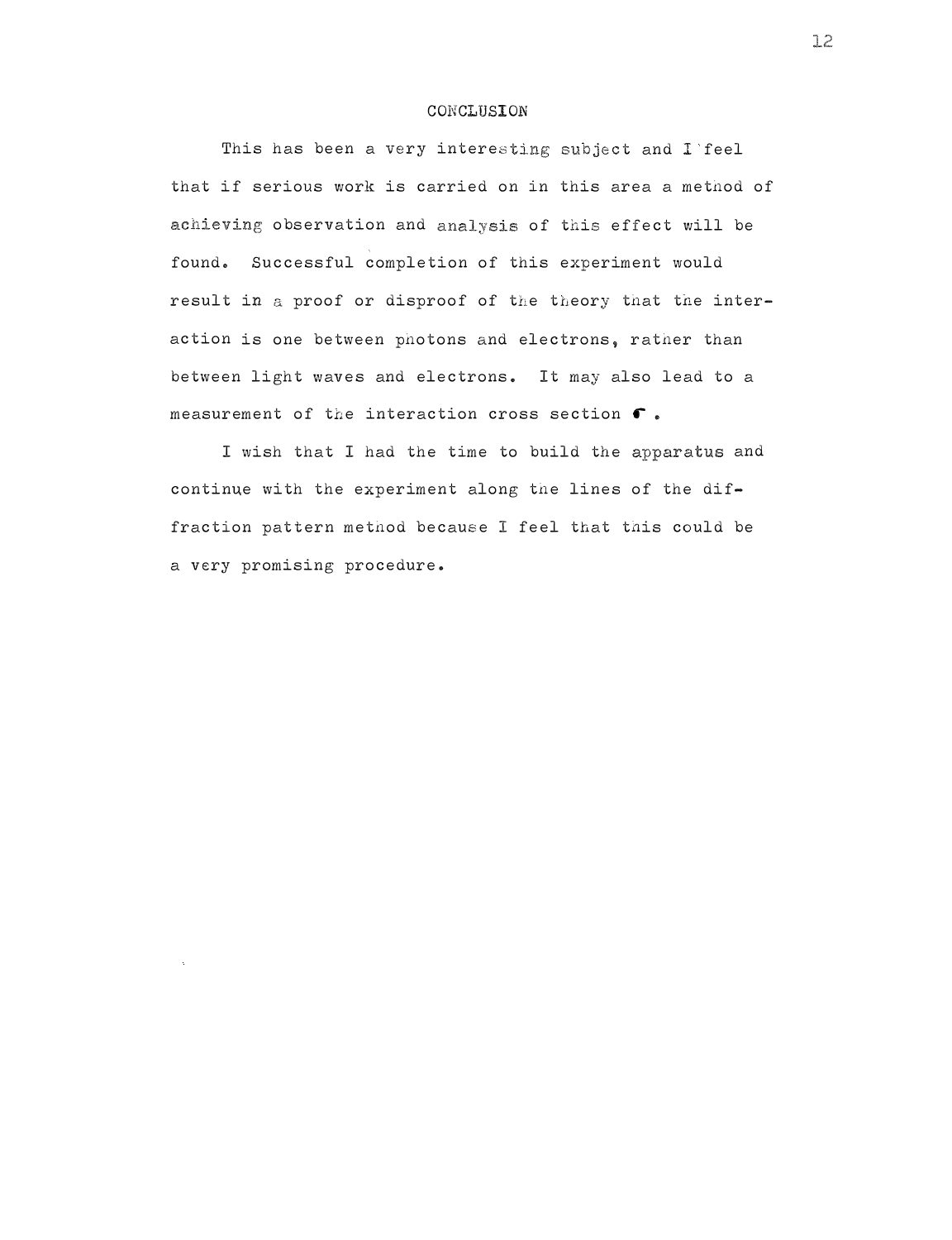# CONCLUSION

This has been a very interesting subject and I feel that if serious work is carried on in this area a method of achieving observation and analysis of this effect will be found. Successful completion of this experiment would result in a proof or disproof of the theory that the interaction is one between photons and electrons, rather than between light waves and electrons. It may also lead to a measurement of the interaction cross section $\sigma$.

I wish that I had the time to build the apparatus and continue with the experiment along the lines of the diffraction pattern method because I feel that this could be a very promising procedure.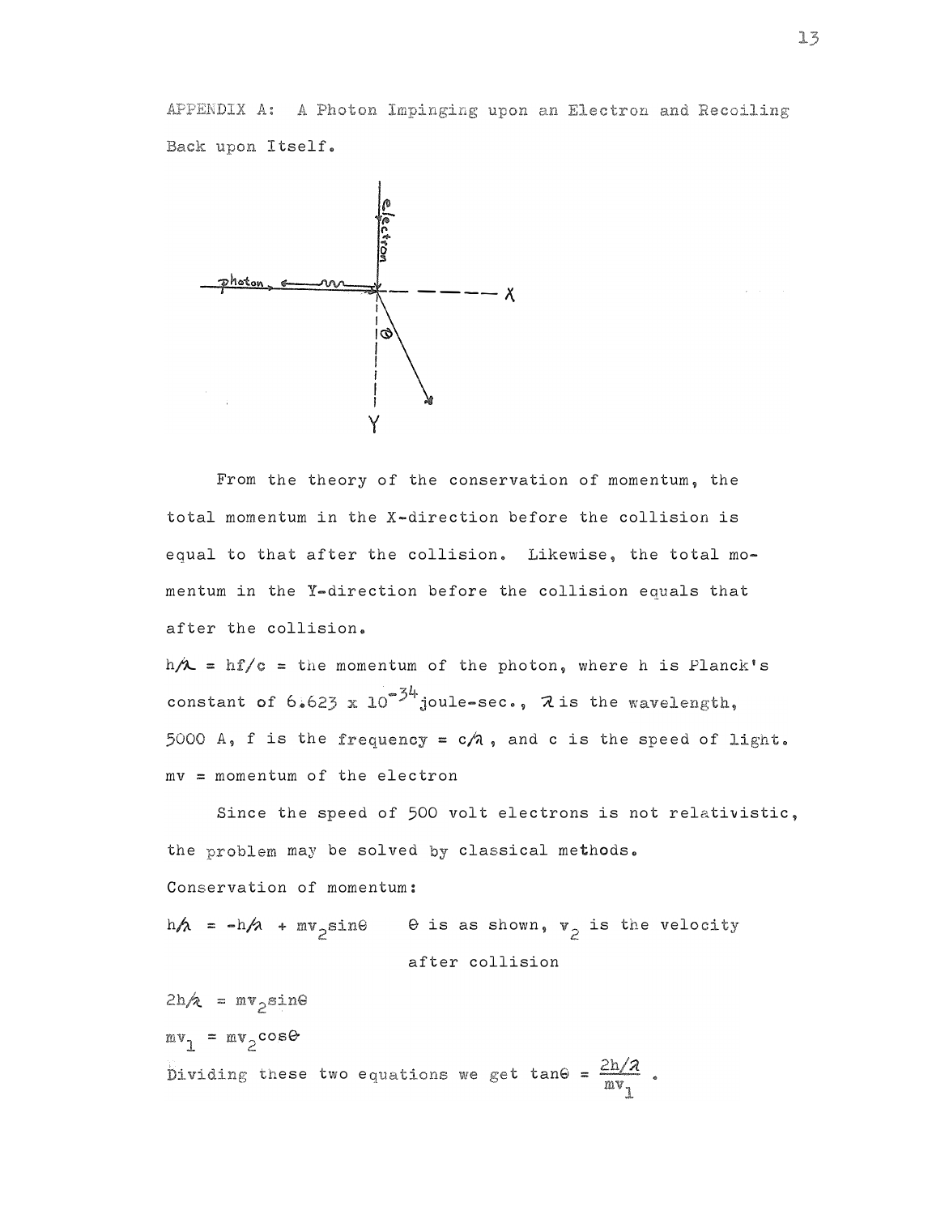APPENDIX A: A Photon Impinging upon an Electron and Recoiling Back upon Itself.

From the theory of the conservation of momentum, the total momentum in the X-direction before the collision is equal to that after the collision. Likewise, the total momentum in the Y-direction before the collision equals that after the collision.

$h/\lambda = hf/c$ = the momentum of the photon, where h is Planck's constant of $6.623 \times 10^{-34}$ joule-sec., $\lambda$ is the wavelength, 5000 A, f is the frequency = $c/\lambda$, and c is the speed of light.

mv = momentum of the electron

Since the speed of 500 volt electrons is not relativistic, the problem may be solved by classical methods.

Conservation of momentum:

$h/\lambda = -h/\lambda + mv_2 \sin\theta$ &nbsp;&nbsp;&nbsp; $\theta$ is as shown, $v_2$ is the velocity after collision

$2h/\lambda = mv_2 \sin\theta$

$mv_1 = mv_2 \cos\theta$

Dividing these two equations we get $\tan\theta = \dfrac{2h/\lambda}{mv_1}$.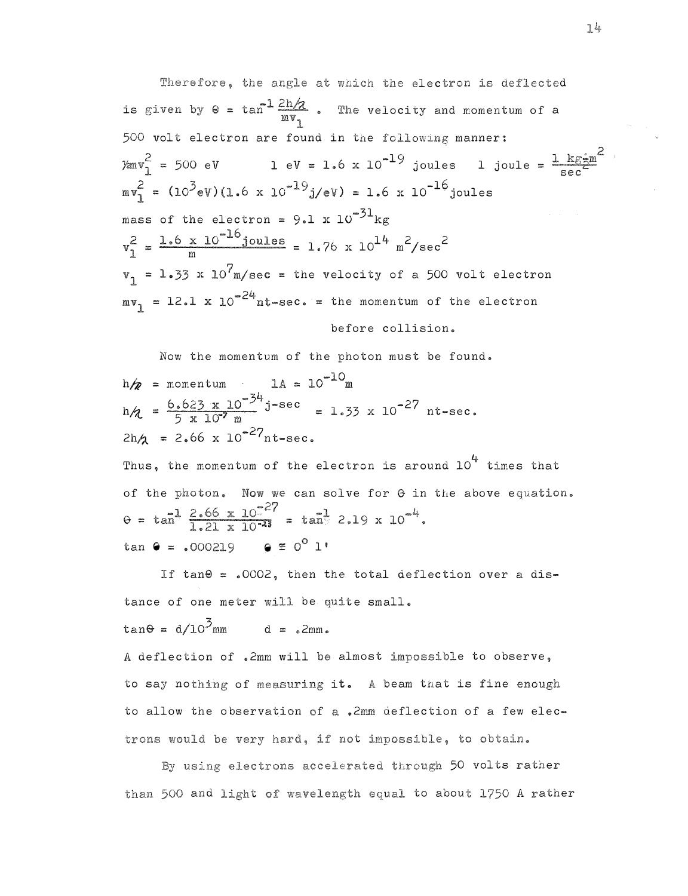Therefore, the angle at which the electron is deflected is given by $\theta = \tan^{-1}\frac{2h/\lambda}{mv_1}$. The velocity and momentum of a 500 volt electron are found in the following manner:

$\frac{1}{2}mv_1^2 = 500$ eV $\qquad$ 1 eV $= 1.6 \times 10^{-19}$ joules $\qquad$ 1 joule $= \frac{1 \text{ kg-m}^2}{\text{sec}^2}$

$mv_1^2 = (10^3\text{eV})(1.6 \times 10^{-19}\text{j/eV}) = 1.6 \times 10^{-16}$joules

mass of the electron $= 9.1 \times 10^{-31}$kg

$v_1^2 = \frac{1.6 \times 10^{-16}\text{joules}}{m} = 1.76 \times 10^{14}\ \text{m}^2/\text{sec}^2$

$v_1 = 1.33 \times 10^7$m/sec = the velocity of a 500 volt electron

$mv_1 = 12.1 \times 10^{-24}$nt-sec. = the momentum of the electron before collision.

Now the momentum of the photon must be found.

$h/\lambda$ = momentum $\qquad$ 1A $= 10^{-10}$m

$h/\lambda = \frac{6.623 \times 10^{-34}\text{j-sec}}{5 \times 10^{-7}\text{ m}} = 1.33 \times 10^{-27}$ nt-sec.

$2h/\lambda = 2.66 \times 10^{-27}$nt-sec.

Thus, the momentum of the electron is around $10^4$ times that of the photon. Now we can solve for $\theta$ in the above equation.

$\theta = \tan^{-1}\frac{2.66 \times 10^{-27}}{1.21 \times 10^{-23}} = \tan^{-1} 2.19 \times 10^{-4}$.

$\tan\theta = .000219 \qquad \theta \cong 0^\circ\ 1'$

If $\tan\theta = .0002$, then the total deflection over a distance of one meter will be quite small.

$\tan\theta = d/10^3\text{mm} \qquad d = .2\text{mm}$.

A deflection of .2mm will be almost impossible to observe, to say nothing of measuring it. A beam that is fine enough to allow the observation of a .2mm deflection of a few electrons would be very hard, if not impossible, to obtain.

By using electrons accelerated through 50 volts rather than 500 and light of wavelength equal to about 1750 A rather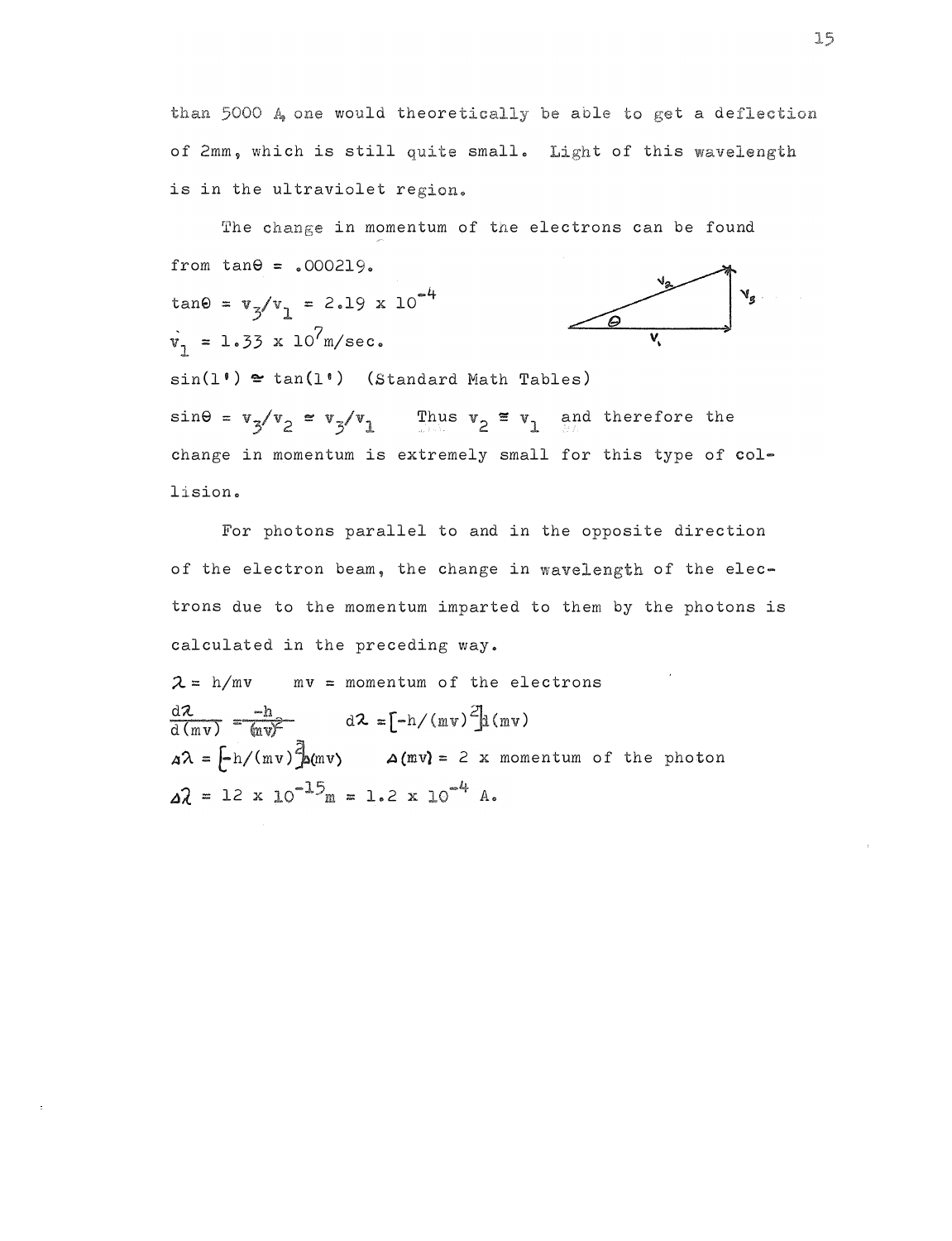than 5000 Å, one would theoretically be able to get a deflection of 2mm, which is still quite small. Light of this wavelength is in the ultraviolet region.

The change in momentum of the electrons can be found from $\tan\theta = .000219$.

$\tan\theta = v_3/v_1 = 2.19 \times 10^{-4}$

$v_1 = 1.33 \times 10^7$ m/sec.

$\sin(1') \cong \tan(1')$ (Standard Math Tables)

$\sin\theta = v_3/v_2 \cong v_3/v_1$ Thus $v_2 \cong v_1$ and therefore the change in momentum is extremely small for this type of collision.

For photons parallel to and in the opposite direction of the electron beam, the change in wavelength of the electrons due to the momentum imparted to them by the photons is calculated in the preceding way.

$\lambda = h/mv$ $\quad$ mv = momentum of the electrons

$\frac{d\lambda}{d(mv)} = \frac{-h}{(mv)^2}$ $\quad$ $d\lambda = [-h/(mv)^2]d(mv)$

$\Delta\lambda = [-h/(mv)^2]\Delta(mv)$ $\quad$ $\Delta(mv) = 2 \times$ momentum of the photon

$\Delta\lambda = 12 \times 10^{-15}\text{m} = 1.2 \times 10^{-4}$ A.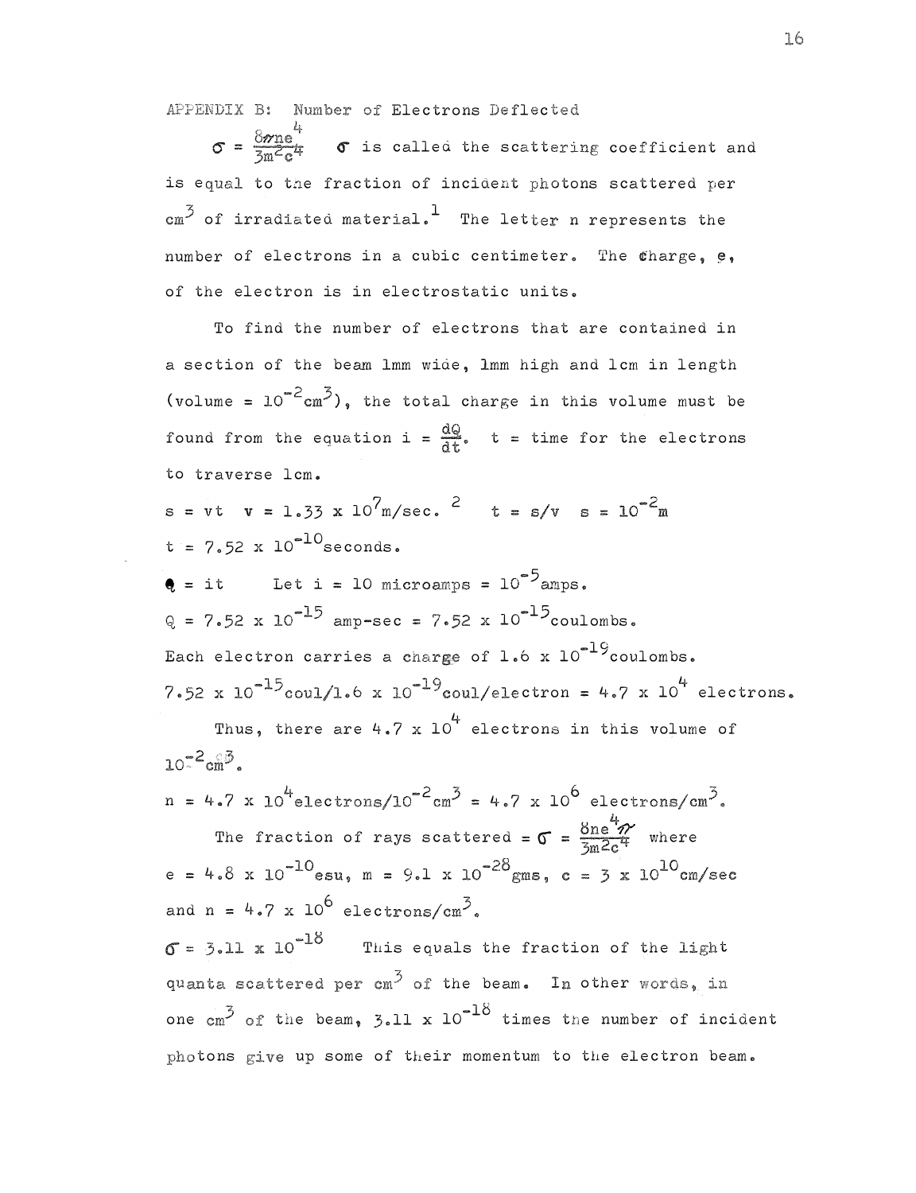APPENDIX B: Number of Electrons Deflected

$\sigma = \frac{8\pi n e^4}{3m^2c^4}$ $\sigma$ is called the scattering coefficient and is equal to the fraction of incident photons scattered per $cm^3$ of irradiated material.[1] The letter n represents the number of electrons in a cubic centimeter. The charge, e, of the electron is in electrostatic units.

To find the number of electrons that are contained in a section of the beam 1mm wide, 1mm high and 1cm in length (volume = $10^{-2}cm^3$), the total charge in this volume must be found from the equation $i = \frac{dQ}{dt}$. t = time for the electrons to traverse 1cm.

$s = vt$ $v = 1.33 \times 10^7$m/sec.[2] $t = s/v$ $s = 10^{-2}$m

$t = 7.52 \times 10^{-10}$seconds.

$Q = it$ Let i = 10 microamps = $10^{-5}$amps.

$Q = 7.52 \times 10^{-15}$ amp-sec = $7.52 \times 10^{-15}$coulombs.

Each electron carries a charge of $1.6 \times 10^{-19}$coulombs.

$7.52 \times 10^{-15}$coul/$1.6 \times 10^{-19}$coul/electron = $4.7 \times 10^4$ electrons.

Thus, there are $4.7 \times 10^4$ electrons in this volume of $10^{-2}cm^3$.

$n = 4.7 \times 10^4$electrons/$10^{-2}cm^3$ = $4.7 \times 10^6$ electrons/$cm^3$.

The fraction of rays scattered = $\sigma = \frac{8ne^4\pi}{3m^2c^4}$ where $e = 4.8 \times 10^{-10}$esu, $m = 9.1 \times 10^{-28}$gms, $c = 3 \times 10^{10}$cm/sec and $n = 4.7 \times 10^6$ electrons/$cm^3$.

$\sigma = 3.11 \times 10^{-18}$ This equals the fraction of the light quanta scattered per $cm^3$ of the beam. In other words, in one $cm^3$ of the beam, $3.11 \times 10^{-18}$ times the number of incident photons give up some of their momentum to the electron beam.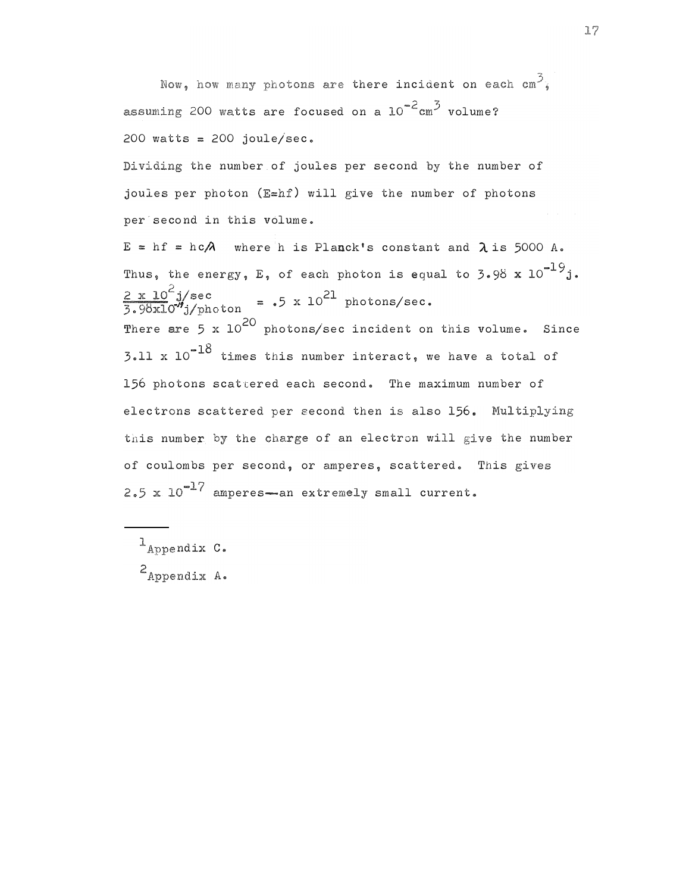Now, how many photons are there incident on each $cm^3$, assuming 200 watts are focused on a $10^{-2}cm^3$ volume?

200 watts = 200 joule/sec.

Dividing the number of joules per second by the number of joules per photon ($E=hf$) will give the number of photons per second in this volume.

$E = hf = hc/\lambda$ where h is Planck's constant and $\lambda$ is 5000 A.

Thus, the energy, E, of each photon is equal to $3.98 \times 10^{-19}$j.

$$\frac{2 \times 10^{2} \text{j/sec}}{3.98 \times 10^{-19} \text{j/photon}} = .5 \times 10^{21} \text{ photons/sec.}$$

There are $5 \times 10^{20}$ photons/sec incident on this volume. Since $3.11 \times 10^{-18}$ times this number interact, we have a total of 156 photons scattered each second. The maximum number of electrons scattered per second then is also 156. Multiplying this number by the charge of an electron will give the number of coulombs per second, or amperes, scattered. This gives $2.5 \times 10^{-17}$ amperes—an extremely small current.

---

[1] Appendix C.

[2] Appendix A.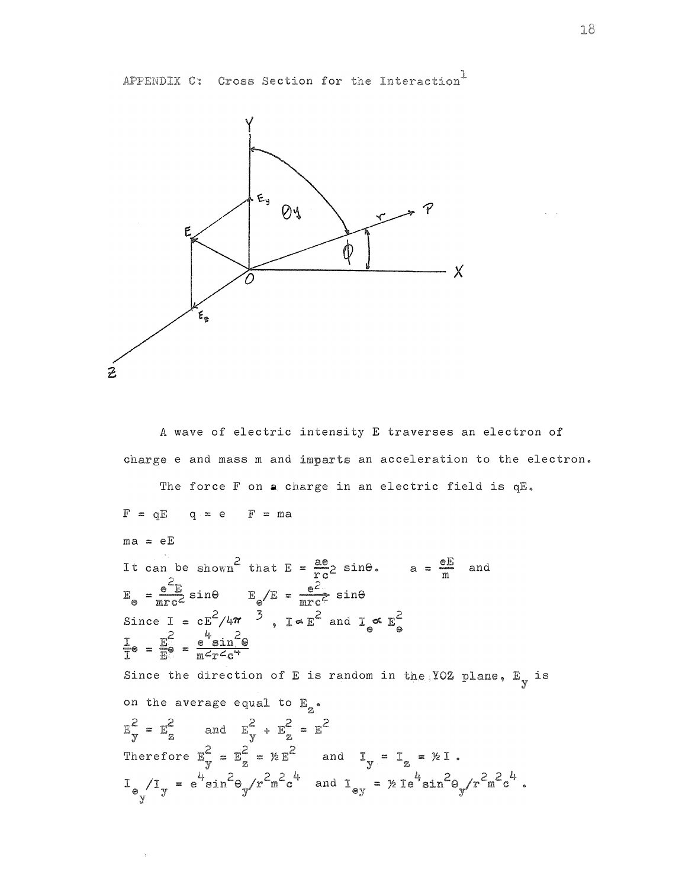# APPENDIX C: Cross Section for the Interaction[1]

A wave of electric intensity E traverses an electron of charge e and mass m and imparts an acceleration to the electron.

The force F on a charge in an electric field is qE.

$F = qE \quad q = e \quad F = ma$

$ma = eE$

It can be shown[2] that $E = \frac{ae}{rc^2}\sin\theta$. $\quad a = \frac{eE}{m}$ and

$E_\theta = \frac{e^2 E}{mrc^2}\sin\theta \qquad E_\theta/E = \frac{e^2}{mrc^2}\sin\theta$

Since $I = cE^2/4\pi$ [3], $I \propto E^2$ and $I_\theta \propto E_\theta^2$

$\frac{I_\theta}{I} = \frac{E_\theta^2}{E^2} = \frac{e^4\sin^2\theta}{m^2r^2c^4}$

Since the direction of E is random in the YOZ plane, $E_y$ is on the average equal to $E_z$.

$E_y^2 = E_z^2 \quad$ and $\quad E_y^2 + E_z^2 = E^2$

Therefore $E_y^2 = E_z^2 = \frac{1}{2}E^2 \quad$ and $\quad I_y = I_z = \frac{1}{2}I$ .

$I_{\theta_y}/I_y = e^4\sin^2\theta_y/r^2m^2c^4 \quad$ and $\quad I_{\theta y} = \frac{1}{2}Ie^4\sin^2\theta_y/r^2m^2c^4$ .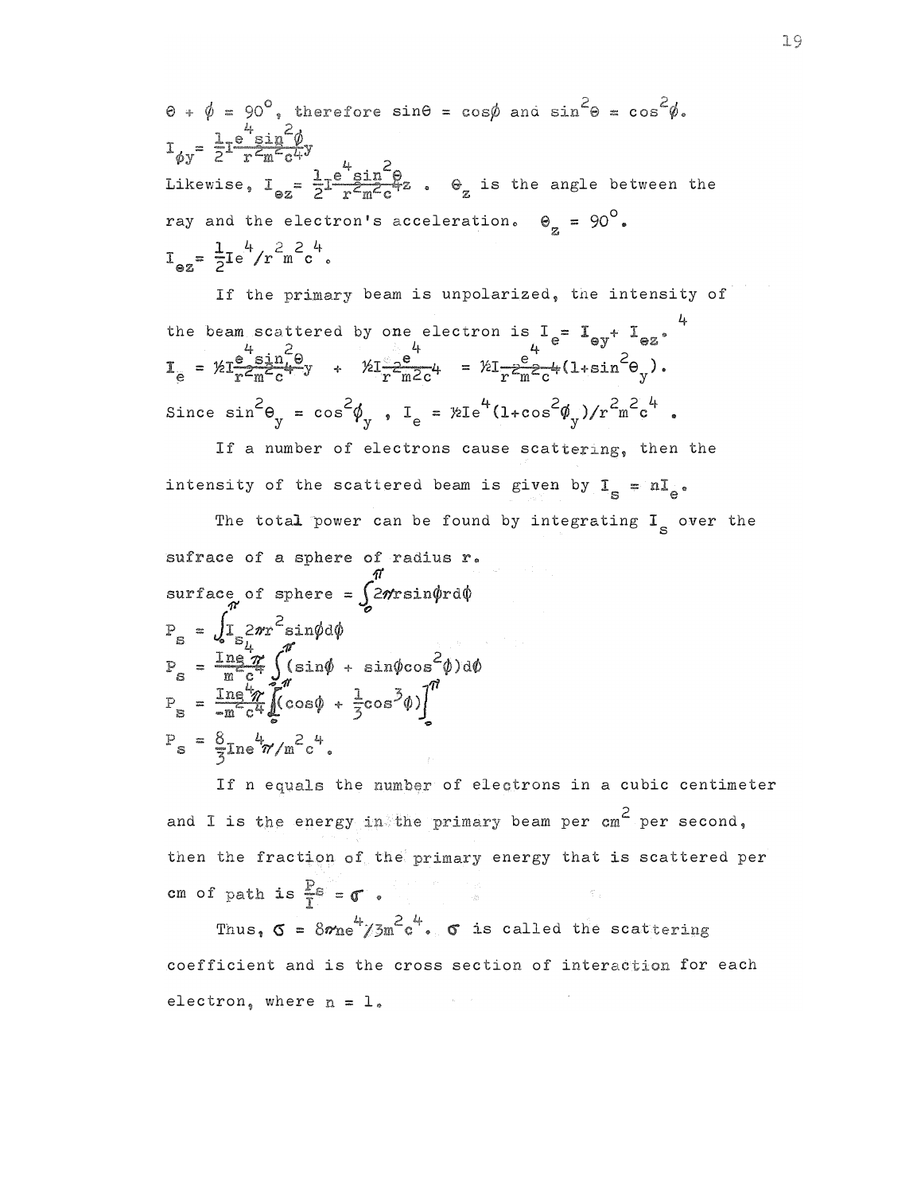$\theta + \phi = 90^\circ$, therefore $\sin\theta = \cos\phi$ and $\sin^2\theta = \cos^2\phi$.

$$I_{\phi y} = \frac{1}{2}I\frac{e^4\sin^2\phi}{r^2m^2c^4}y$$

Likewise, $I_{\theta z} = \frac{1}{2}I\frac{e^4\sin^2\theta}{r^2m^2c^4}z$ . $\theta_z$ is the angle between the ray and the electron's acceleration. $\theta_z = 90^\circ$.

$$I_{\theta z} = \frac{1}{2}Ie^4/r^2m^2c^4.$$

If the primary beam is unpolarized, the intensity of the beam scattered by one electron is $I_e = I_{\theta y} + I_{\theta z}$.

$$I_e = \frac{1}{2}I\frac{e^4\sin^2\theta}{r^2m^2c^4}y + \frac{1}{2}I\frac{e^4}{r^2m^2c^4} = \frac{1}{2}I\frac{e^4}{r^2m^2c^4}(1+\sin^2\theta_y).$$

Since $\sin^2\theta_y = \cos^2\phi_y$ , $I_e = \frac{1}{2}Ie^4(1+\cos^2\phi_y)/r^2m^2c^4$ .

If a number of electrons cause scattering, then the intensity of the scattered beam is given by $I_s = nI_e$.

The total power can be found by integrating $I_s$ over the sufrace of a sphere of radius r.

$$\text{surface of sphere} = \int_0^\pi 2\pi r\sin\phi r d\phi$$

$$P_s = \int_0^\pi I_s 2\pi r^2\sin\phi d\phi$$

$$P_s = \frac{Ine^4\pi}{m^2c^4}\int_0^\pi(\sin\phi + \sin\phi\cos^2\phi)d\phi$$

$$P_s = \frac{Ine^4\pi}{-m^2c^4}\left[(\cos\phi + \frac{1}{3}\cos^3\phi)\right]_0^\pi$$

$$P_s = \frac{8}{3}Ine^4\pi/m^2c^4.$$

If n equals the number of electrons in a cubic centimeter and I is the energy in the primary beam per cm$^2$ per second, then the fraction of the primary energy that is scattered per cm of path is $\frac{P_s}{I} = \sigma$ .

Thus, $\sigma = 8\pi ne^4/3m^2c^4$. $\sigma$ is called the scattering coefficient and is the cross section of interaction for each electron, where $n = 1$.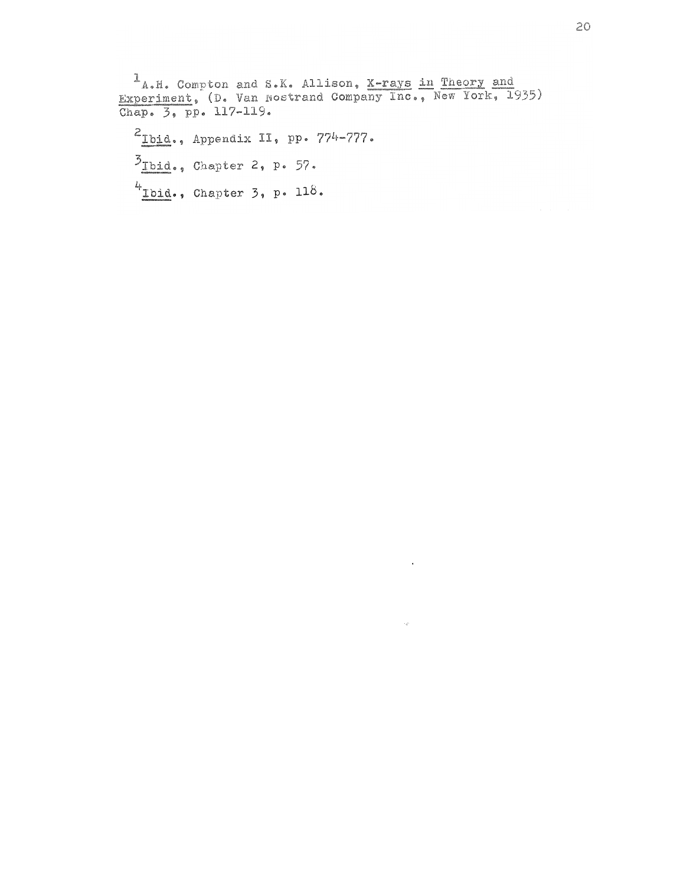[1] A.H. Compton and S.K. Allison, X-rays in Theory and Experiment, (D. Van Nostrand Company Inc., New York, 1935) Chap. 3, pp. 117-119.

[2] Ibid., Appendix II, pp. 774-777.

[3] Ibid., Chapter 2, p. 57.

[4] Ibid., Chapter 3, p. 118.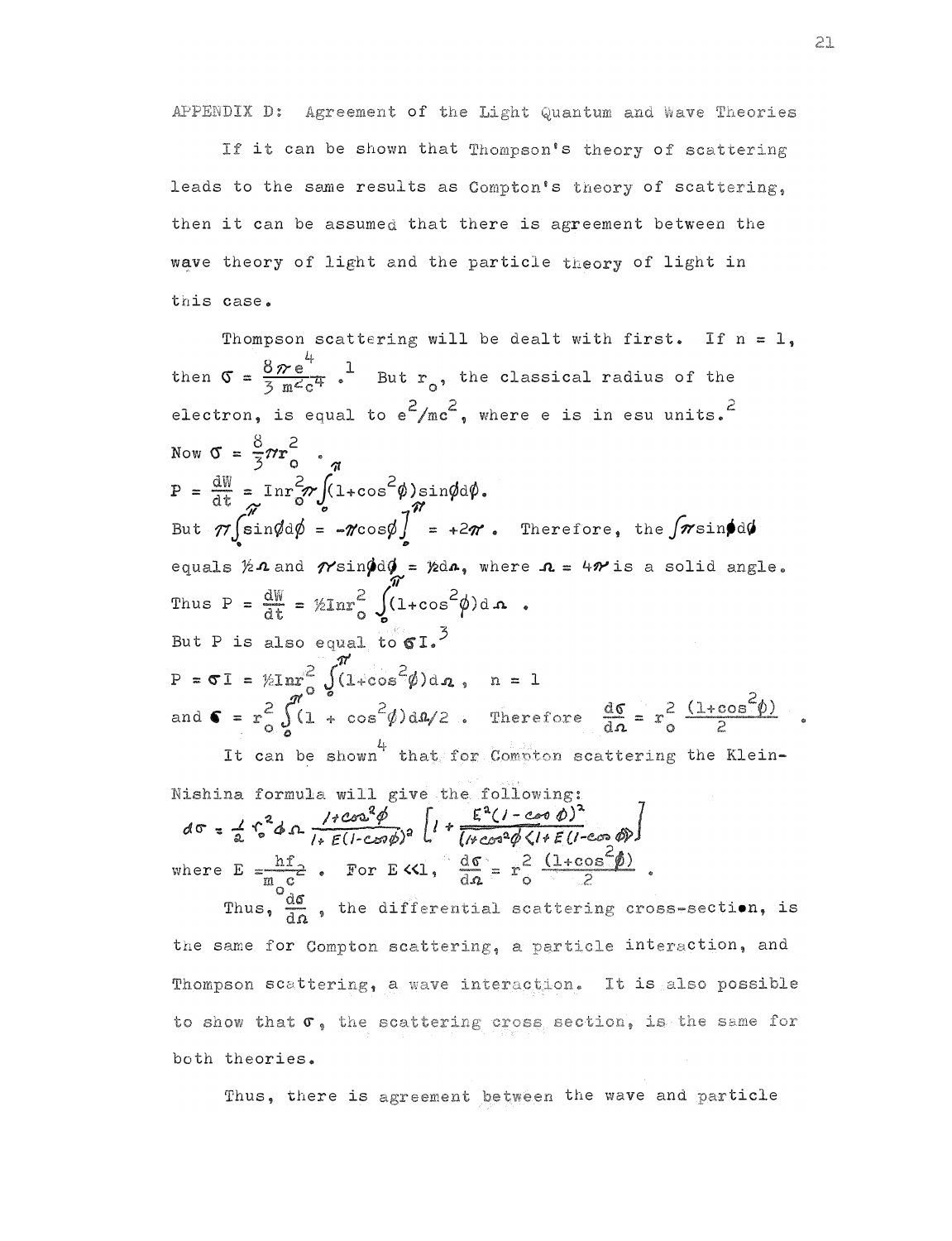APPENDIX D: Agreement of the Light Quantum and Wave Theories

If it can be shown that Thompson's theory of scattering leads to the same results as Compton's theory of scattering, then it can be assumed that there is agreement between the wave theory of light and the particle theory of light in this case.

Thompson scattering will be dealt with first. If n = 1, then $\sigma = \frac{8\pi e^4}{3\, m^2 c^4}$.[1] But $r_o$, the classical radius of the electron, is equal to $e^2/mc^2$, where e is in esu units.[2]

Now $\sigma = \frac{8}{3}\pi r_o^2$ .

$P = \frac{dW}{dt} = I n r_o^2 \pi \int_0^\pi (1+\cos^2\phi)\sin\phi d\phi$.

But $\pi \int_0^\pi \sin\phi d\phi = -\pi \cos\phi \Big]_0^\pi = +2\pi$ . Therefore, the $\int \pi \sin\phi d\phi$ equals $\frac{1}{2}\Omega$ and $\pi \sin\phi d\phi = \frac{1}{2} d\Omega$, where $\Omega = 4\pi$ is a solid angle.

Thus $P = \frac{dW}{dt} = \frac{1}{2} I n r_o^2 \int_0^\pi (1+\cos^2\phi) d\Omega$ .

But P is also equal to $\sigma I$.[3]

$P = \sigma I = \frac{1}{2} I n r_o^2 \int_0^\pi (1+\cos^2\phi) d\Omega$ , n = 1

and $\sigma = r_o^2 \int_0^\pi (1 + \cos^2\phi) d\Omega/2$ . Therefore $\frac{d\sigma}{d\Omega} = r_o^2 \frac{(1+\cos^2\phi)}{2}$ .

It can be shown[4] that for Compton scattering the Klein-Nishina formula will give the following:

$$d\sigma = \frac{1}{2} r_o^2 d\Omega \frac{1+\cos^2\phi}{[1+E(1-\cos\phi)]^2} \left[ 1 + \frac{E^2(1-\cos\phi)^2}{(1+\cos^2\phi)\langle 1+E(1-\cos\phi)\rangle} \right]$$

where $E = \frac{hf}{m_o c^2}$ . For $E \ll 1$, $\frac{d\sigma}{d\Omega} = r_o^2 \frac{(1+\cos^2\phi)}{2}$ .

Thus, $\frac{d\sigma}{d\Omega}$ , the differential scattering cross-section, is the same for Compton scattering, a particle interaction, and Thompson scattering, a wave interaction. It is also possible to show that $\sigma$, the scattering cross section, is the same for both theories.

Thus, there is agreement between the wave and particle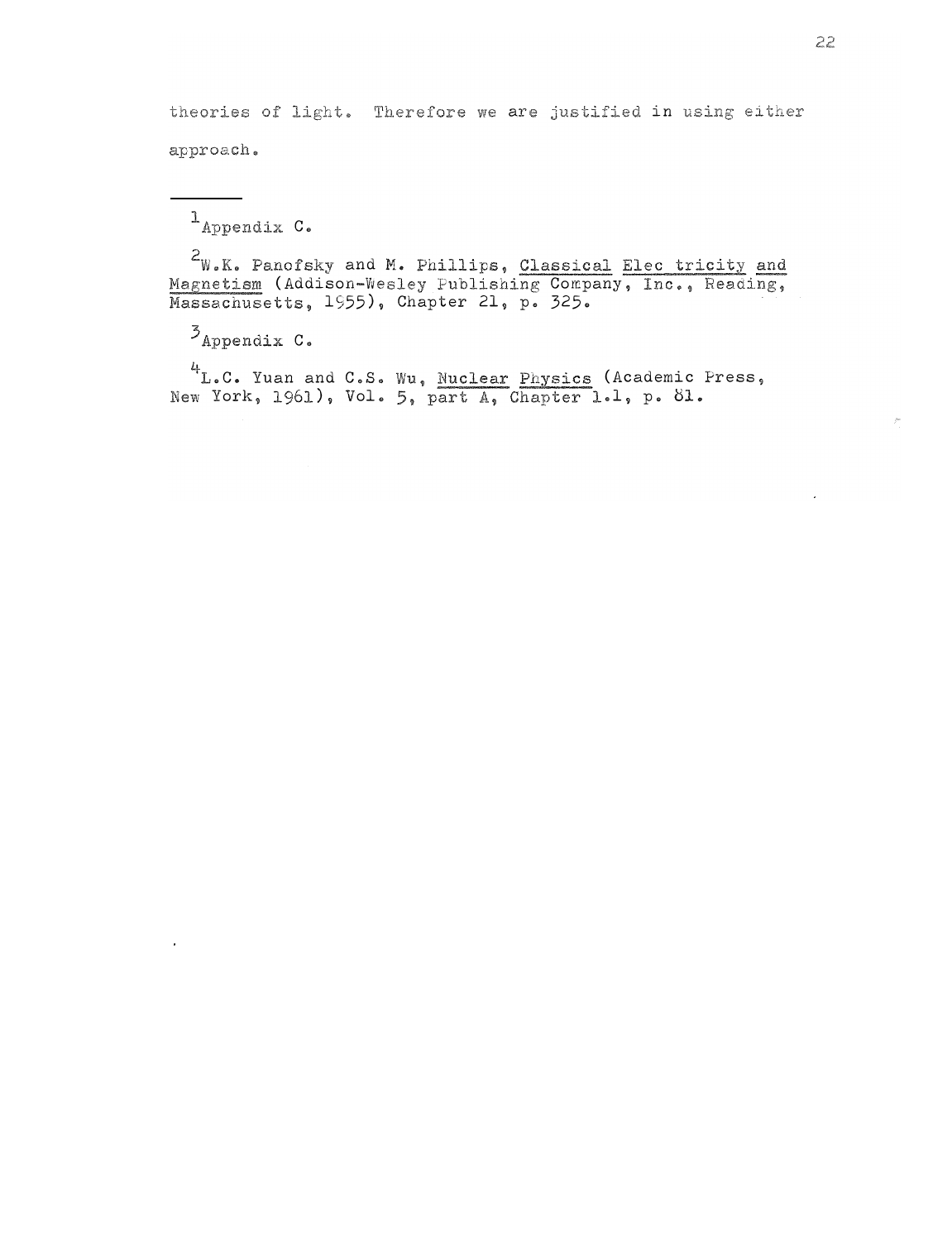theories of light. Therefore we are justified in using either approach.

---

[1] Appendix C.

[2] W.K. Panofsky and M. Phillips, Classical Elec tricity and Magnetism (Addison-Wesley Publishing Company, Inc., Reading, Massachusetts, 1955), Chapter 21, p. 325.

[3] Appendix C.

[4] L.C. Yuan and C.S. Wu, Nuclear Physics (Academic Press, New York, 1961), Vol. 5, part A, Chapter 1.1, p. 81.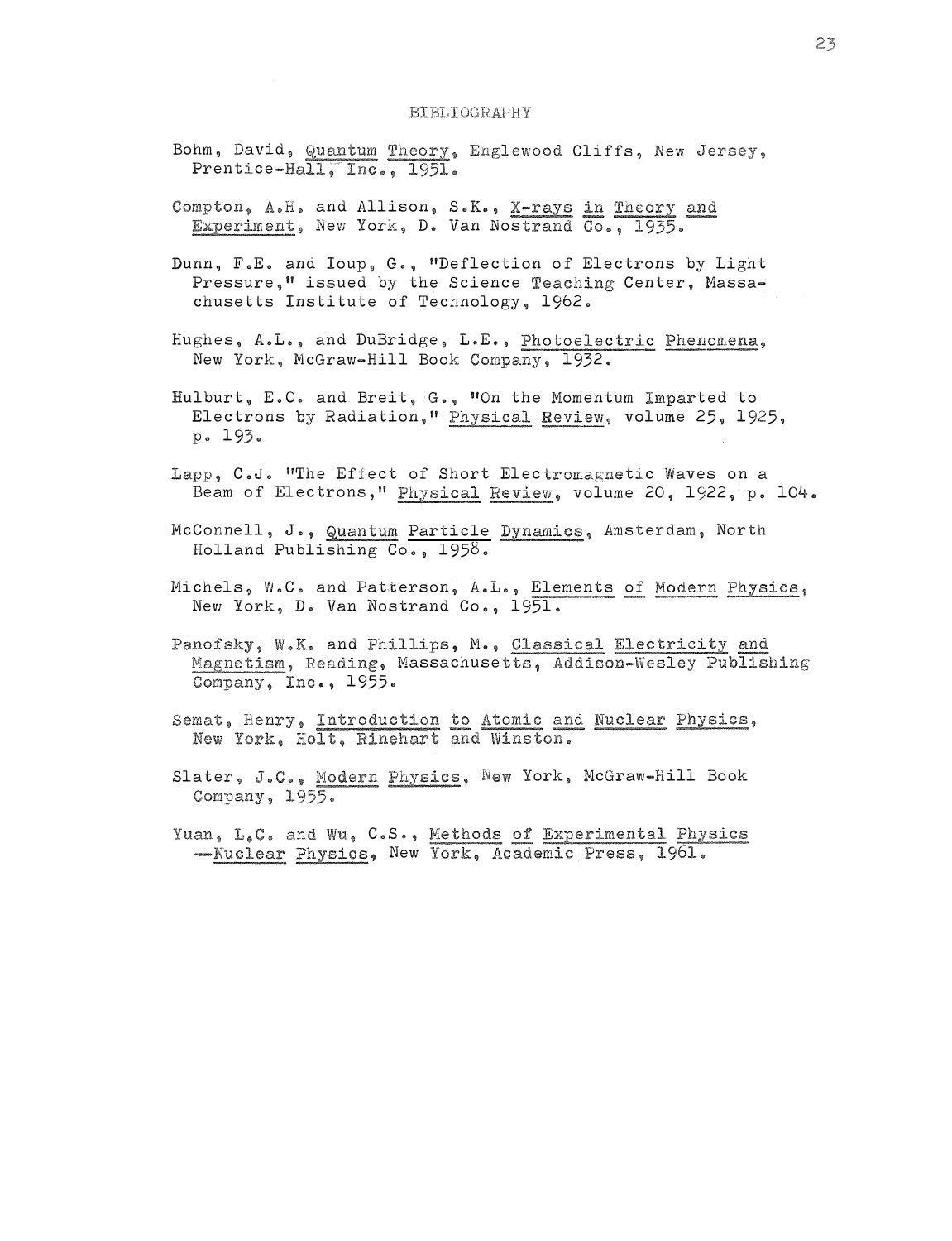# BIBLIOGRAPHY

Bohm, David, Quantum Theory, Englewood Cliffs, New Jersey, Prentice-Hall, Inc., 1951.

Compton, A.H. and Allison, S.K., X-rays in Theory and Experiment, New York, D. Van Nostrand Co., 1935.

Dunn, F.E. and Ioup, G., "Deflection of Electrons by Light Pressure," issued by the Science Teaching Center, Massachusetts Institute of Technology, 1962.

Hughes, A.L., and DuBridge, L.E., Photoelectric Phenomena, New York, McGraw-Hill Book Company, 1932.

Hulburt, E.O. and Breit, G., "On the Momentum Imparted to Electrons by Radiation," Physical Review, volume 25, 1925, p. 193.

Lapp, C.J. "The Effect of Short Electromagnetic Waves on a Beam of Electrons," Physical Review, volume 20, 1922, p. 104.

McConnell, J., Quantum Particle Dynamics, Amsterdam, North Holland Publishing Co., 1958.

Michels, W.C. and Patterson, A.L., Elements of Modern Physics, New York, D. Van Nostrand Co., 1951.

Panofsky, W.K. and Phillips, M., Classical Electricity and Magnetism, Reading, Massachusetts, Addison-Wesley Publishing Company, Inc., 1955.

Semat, Henry, Introduction to Atomic and Nuclear Physics, New York, Holt, Rinehart and Winston.

Slater, J.C., Modern Physics, New York, McGraw-Hill Book Company, 1955.

Yuan, L.C. and Wu, C.S., Methods of Experimental Physics —Nuclear Physics, New York, Academic Press, 1961.